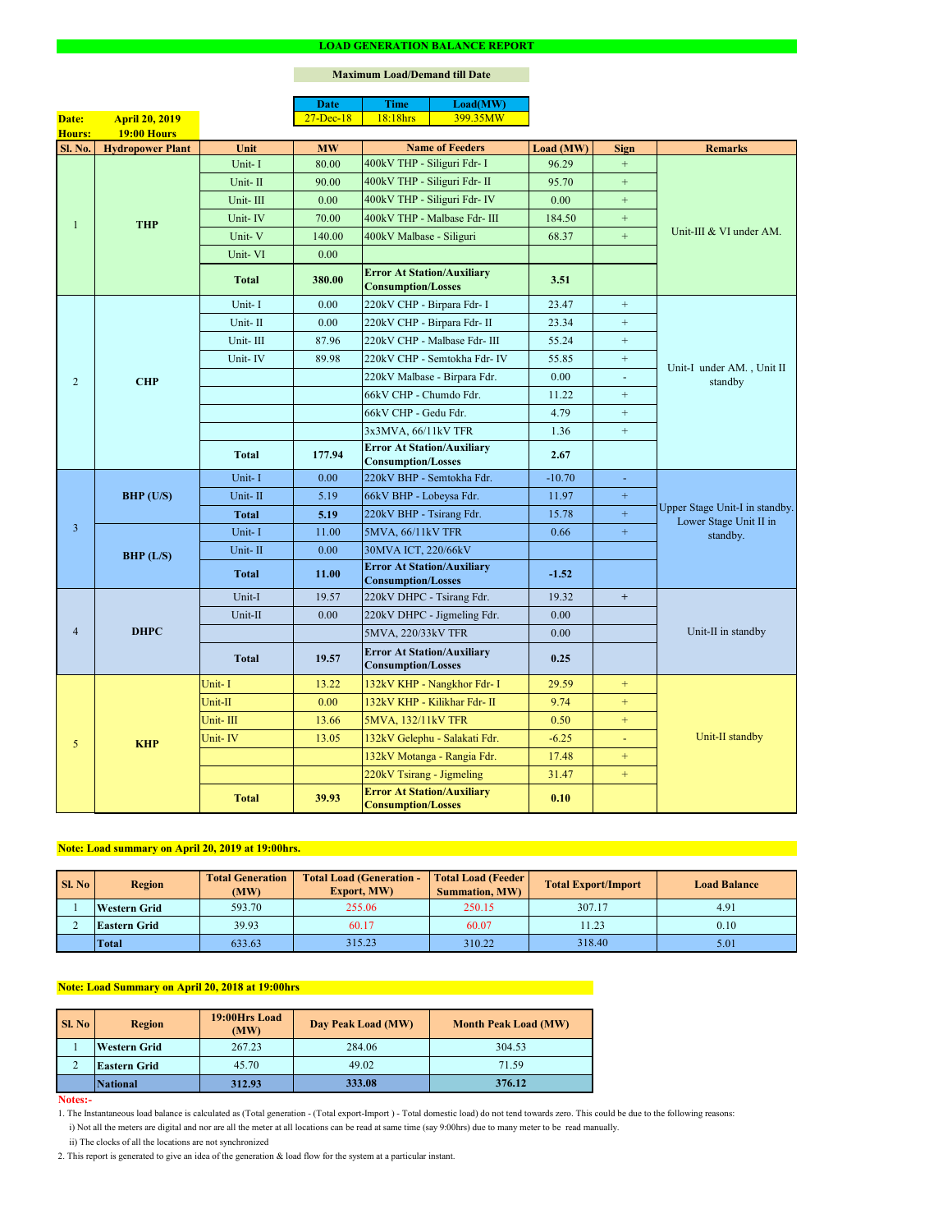# LOAD GENERATION BALANCE REPORT

**Maximum Load/Demand till Date**

| Date | Time | Load(MW) |
|---|---|---|
| 27-Dec-18 | 18:18hrs | 399.35MW |

**Date:** April 20, 2019
**Hours:** 19:00 Hours

| Sl. No. | Hydropower Plant | Unit | MW | Name of Feeders | Load (MW) | Sign | Remarks |
|---|---|---|---|---|---|---|---|
| 1 | THP | Unit- I | 80.00 | 400kV THP - Siliguri Fdr- I | 96.29 | + | Unit-III & VI under AM. |
| | | Unit- II | 90.00 | 400kV THP - Siliguri Fdr- II | 95.70 | + | |
| | | Unit- III | 0.00 | 400kV THP - Siliguri Fdr- IV | 0.00 | + | |
| | | Unit- IV | 70.00 | 400kV THP - Malbase Fdr- III | 184.50 | + | |
| | | Unit- V | 140.00 | 400kV Malbase - Siliguri | 68.37 | + | |
| | | Unit- VI | 0.00 | | | | |
| | | **Total** | **380.00** | **Error At Station/Auxiliary Consumption/Losses** | **3.51** | | |
| 2 | CHP | Unit- I | 0.00 | 220kV CHP - Birpara Fdr- I | 23.47 | + | Unit-I under AM. , Unit II standby |
| | | Unit- II | 0.00 | 220kV CHP - Birpara Fdr- II | 23.34 | + | |
| | | Unit- III | 87.96 | 220kV CHP - Malbase Fdr- III | 55.24 | + | |
| | | Unit- IV | 89.98 | 220kV CHP - Semtokha Fdr- IV | 55.85 | + | |
| | | | | 220kV Malbase - Birpara Fdr. | 0.00 | - | |
| | | | | 66kV CHP - Chumdo Fdr. | 11.22 | + | |
| | | | | 66kV CHP - Gedu Fdr. | 4.79 | + | |
| | | | | 3x3MVA, 66/11kV TFR | 1.36 | + | |
| | | **Total** | **177.94** | **Error At Station/Auxiliary Consumption/Losses** | **2.67** | | |
| 3 | BHP (U/S) | Unit- I | 0.00 | 220kV BHP - Semtokha Fdr. | -10.70 | - | Upper Stage Unit-I in standby. Lower Stage Unit II in standby. |
| | | Unit- II | 5.19 | 66kV BHP - Lobeysa Fdr. | 11.97 | + | |
| | | **Total** | **5.19** | 220kV BHP - Tsirang Fdr. | 15.78 | + | |
| | BHP (L/S) | Unit- I | 11.00 | 5MVA, 66/11kV TFR | 0.66 | + | |
| | | Unit- II | 0.00 | 30MVA ICT, 220/66kV | | | |
| | | **Total** | **11.00** | **Error At Station/Auxiliary Consumption/Losses** | **-1.52** | | |
| 4 | DHPC | Unit-I | 19.57 | 220kV DHPC - Tsirang Fdr. | 19.32 | + | Unit-II in standby |
| | | Unit-II | 0.00 | 220kV DHPC - Jigmeling Fdr. | 0.00 | | |
| | | | | 5MVA, 220/33kV TFR | 0.00 | | |
| | | **Total** | **19.57** | **Error At Station/Auxiliary Consumption/Losses** | **0.25** | | |
| 5 | KHP | Unit- I | 13.22 | 132kV KHP - Nangkhor Fdr- I | 29.59 | + | Unit-II standby |
| | | Unit-II | 0.00 | 132kV KHP - Kilikhar Fdr- II | 9.74 | + | |
| | | Unit- III | 13.66 | 5MVA, 132/11kV TFR | 0.50 | + | |
| | | Unit- IV | 13.05 | 132kV Gelephu - Salakati Fdr. | -6.25 | - | |
| | | | | 132kV Motanga - Rangia Fdr. | 17.48 | + | |
| | | | | 220kV Tsirang - Jigmeling | 31.47 | + | |
| | | **Total** | **39.93** | **Error At Station/Auxiliary Consumption/Losses** | **0.10** | | |

**Note: Load summary on April 20, 2019 at 19:00hrs.**

| Sl. No | Region | Total Generation (MW) | Total Load (Generation - Export, MW) | Total Load (Feeder Summation, MW) | Total Export/Import | Load Balance |
|---|---|---|---|---|---|---|
| 1 | Western Grid | 593.70 | 255.06 | 250.15 | 307.17 | 4.91 |
| 2 | Eastern Grid | 39.93 | 60.17 | 60.07 | 11.23 | 0.10 |
| | **Total** | 633.63 | 315.23 | 310.22 | 318.40 | 5.01 |

**Note: Load Summary on April 20, 2018 at 19:00hrs**

| Sl. No | Region | 19:00Hrs Load (MW) | Day Peak Load (MW) | Month Peak Load (MW) |
|---|---|---|---|---|
| 1 | Western Grid | 267.23 | 284.06 | 304.53 |
| 2 | Eastern Grid | 45.70 | 49.02 | 71.59 |
| | **National** | **312.93** | **333.08** | **376.12** |

**Notes:-**

1. The Instantaneous load balance is calculated as (Total generation - (Total export-Import ) - Total domestic load) do not tend towards zero. This could be due to the following reasons:
   i) Not all the meters are digital and nor are all the meter at all locations can be read at same time (say 9:00hrs) due to many meter to be read manually.
   ii) The clocks of all the locations are not synchronized
2. This report is generated to give an idea of the generation & load flow for the system at a particular instant.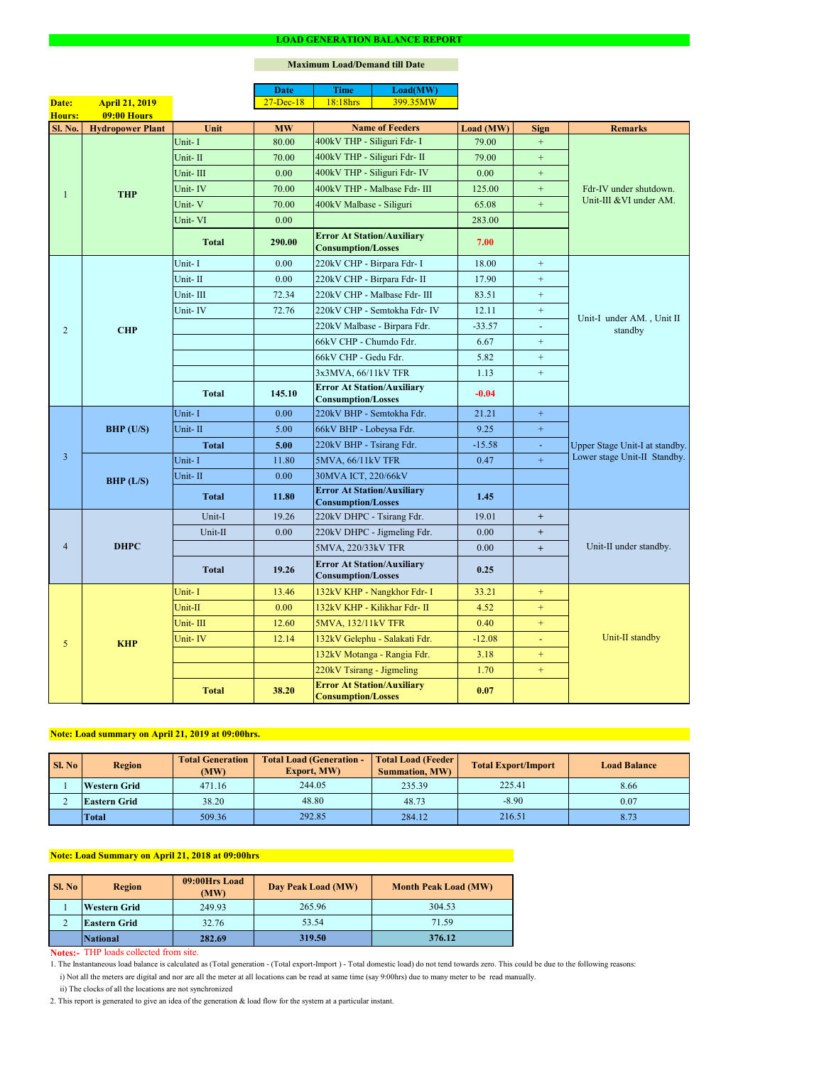# LOAD GENERATION BALANCE REPORT

**Maximum Load/Demand till Date**

| Date | Time | Load(MW) |
|---|---|---|
| 27-Dec-18 | 18:18hrs | 399.35MW |

**Date:** April 21, 2019
**Hours:** 09:00 Hours

| Sl. No. | Hydropower Plant | Unit | MW | Name of Feeders | Load (MW) | Sign | Remarks |
|---|---|---|---|---|---|---|---|
| 1 | THP | Unit- I | 80.00 | 400kV THP - Siliguri Fdr- I | 79.00 | + | Fdr-IV under shutdown. Unit-III &VI under AM. |
| | | Unit- II | 70.00 | 400kV THP - Siliguri Fdr- II | 79.00 | + | |
| | | Unit- III | 0.00 | 400kV THP - Siliguri Fdr- IV | 0.00 | + | |
| | | Unit- IV | 70.00 | 400kV THP - Malbase Fdr- III | 125.00 | + | |
| | | Unit- V | 70.00 | 400kV Malbase - Siliguri | 65.08 | + | |
| | | Unit- VI | 0.00 | | 283.00 | | |
| | | Total | 290.00 | Error At Station/Auxiliary Consumption/Losses | 7.00 | | |
| 2 | CHP | Unit- I | 0.00 | 220kV CHP - Birpara Fdr- I | 18.00 | + | Unit-I under AM. , Unit II standby |
| | | Unit- II | 0.00 | 220kV CHP - Birpara Fdr- II | 17.90 | + | |
| | | Unit- III | 72.34 | 220kV CHP - Malbase Fdr- III | 83.51 | + | |
| | | Unit- IV | 72.76 | 220kV CHP - Semtokha Fdr- IV | 12.11 | + | |
| | | | | 220kV Malbase - Birpara Fdr. | -33.57 | - | |
| | | | | 66kV CHP - Chumdo Fdr. | 6.67 | + | |
| | | | | 66kV CHP - Gedu Fdr. | 5.82 | + | |
| | | | | 3x3MVA, 66/11kV TFR | 1.13 | + | |
| | | Total | 145.10 | Error At Station/Auxiliary Consumption/Losses | -0.04 | | |
| 3 | BHP (U/S) | Unit- I | 0.00 | 220kV BHP - Semtokha Fdr. | 21.21 | + | Upper Stage Unit-I at standby. Lower stage Unit-II Standby. |
| | | Unit- II | 5.00 | 66kV BHP - Lobeysa Fdr. | 9.25 | + | |
| | | Total | 5.00 | 220kV BHP - Tsirang Fdr. | -15.58 | - | |
| | BHP (L/S) | Unit- I | 11.80 | 5MVA, 66/11kV TFR | 0.47 | + | |
| | | Unit- II | 0.00 | 30MVA ICT, 220/66kV | | | |
| | | Total | 11.80 | Error At Station/Auxiliary Consumption/Losses | 1.45 | | |
| 4 | DHPC | Unit-I | 19.26 | 220kV DHPC - Tsirang Fdr. | 19.01 | + | Unit-II under standby. |
| | | Unit-II | 0.00 | 220kV DHPC - Jigmeling Fdr. | 0.00 | + | |
| | | | | 5MVA, 220/33kV TFR | 0.00 | + | |
| | | Total | 19.26 | Error At Station/Auxiliary Consumption/Losses | 0.25 | | |
| 5 | KHP | Unit- I | 13.46 | 132kV KHP - Nangkhor Fdr- I | 33.21 | + | Unit-II standby |
| | | Unit-II | 0.00 | 132kV KHP - Kilikhar Fdr- II | 4.52 | + | |
| | | Unit- III | 12.60 | 5MVA, 132/11kV TFR | 0.40 | + | |
| | | Unit- IV | 12.14 | 132kV Gelephu - Salakati Fdr. | -12.08 | - | |
| | | | | 132kV Motanga - Rangia Fdr. | 3.18 | + | |
| | | | | 220kV Tsirang - Jigmeling | 1.70 | + | |
| | | Total | 38.20 | Error At Station/Auxiliary Consumption/Losses | 0.07 | | |

**Note: Load summary on April 21, 2019 at 09:00hrs.**

| Sl. No | Region | Total Generation (MW) | Total Load (Generation - Export, MW) | Total Load (Feeder Summation, MW) | Total Export/Import | Load Balance |
|---|---|---|---|---|---|---|
| 1 | Western Grid | 471.16 | 244.05 | 235.39 | 225.41 | 8.66 |
| 2 | Eastern Grid | 38.20 | 48.80 | 48.73 | -8.90 | 0.07 |
| | Total | 509.36 | 292.85 | 284.12 | 216.51 | 8.73 |

**Note: Load Summary on April 21, 2018 at 09:00hrs**

| Sl. No | Region | 09:00Hrs Load (MW) | Day Peak Load (MW) | Month Peak Load (MW) |
|---|---|---|---|---|
| 1 | Western Grid | 249.93 | 265.96 | 304.53 |
| 2 | Eastern Grid | 32.76 | 53.54 | 71.59 |
| | National | 282.69 | 319.50 | 376.12 |

**Notes:-** THP loads collected from site.

1. The Instantaneous load balance is calculated as (Total generation - (Total export-Import ) - Total domestic load) do not tend towards zero. This could be due to the following reasons:
   i) Not all the meters are digital and nor are all the meter at all locations can be read at same time (say 9:00hrs) due to many meter to be read manually.
   ii) The clocks of all the locations are not synchronized
2. This report is generated to give an idea of the generation & load flow for the system at a particular instant.